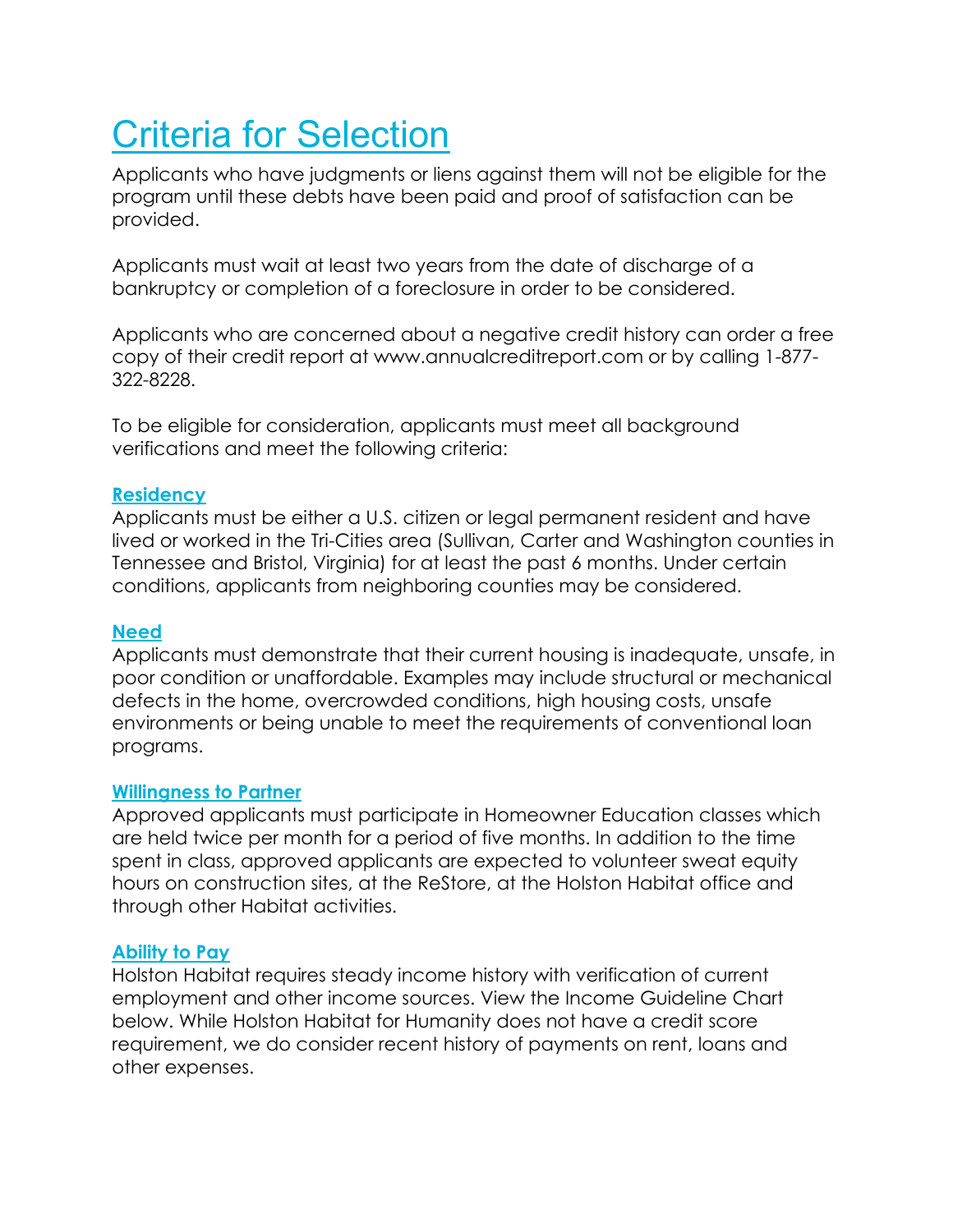# Criteria for Selection

Applicants who have judgments or liens against them will not be eligible for the program until these debts have been paid and proof of satisfaction can be provided.

Applicants must wait at least two years from the date of discharge of a bankruptcy or completion of a foreclosure in order to be considered.

Applicants who are concerned about a negative credit history can order a free copy of their credit report at www.annualcreditreport.com or by calling 1-877-322-8228.

To be eligible for consideration, applicants must meet all background verifications and meet the following criteria:

### Residency

Applicants must be either a U.S. citizen or legal permanent resident and have lived or worked in the Tri-Cities area (Sullivan, Carter and Washington counties in Tennessee and Bristol, Virginia) for at least the past 6 months. Under certain conditions, applicants from neighboring counties may be considered.

### Need

Applicants must demonstrate that their current housing is inadequate, unsafe, in poor condition or unaffordable. Examples may include structural or mechanical defects in the home, overcrowded conditions, high housing costs, unsafe environments or being unable to meet the requirements of conventional loan programs.

### Willingness to Partner

Approved applicants must participate in Homeowner Education classes which are held twice per month for a period of five months. In addition to the time spent in class, approved applicants are expected to volunteer sweat equity hours on construction sites, at the ReStore, at the Holston Habitat office and through other Habitat activities.

### Ability to Pay

Holston Habitat requires steady income history with verification of current employment and other income sources. View the Income Guideline Chart below. While Holston Habitat for Humanity does not have a credit score requirement, we do consider recent history of payments on rent, loans and other expenses.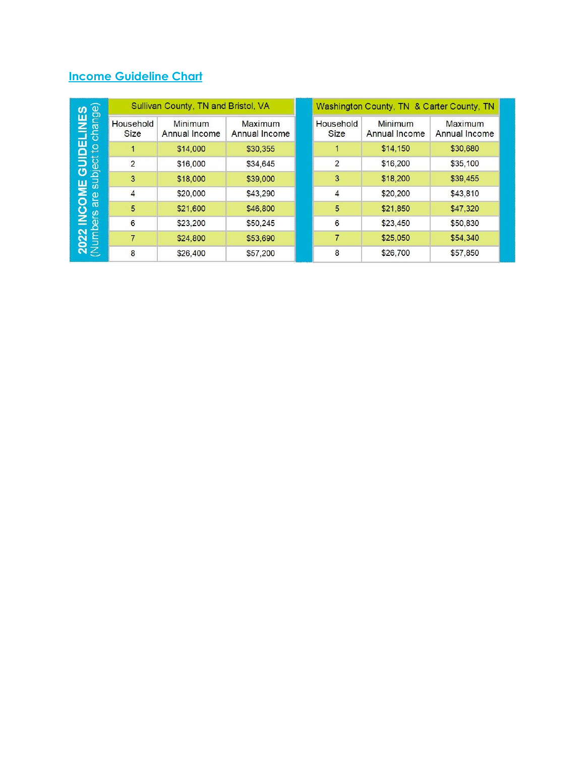## Income Guideline Chart

**2022 INCOME GUIDELINES**
(Numbers are subject to change)

| Sullivan County, TN and Bristol, VA | | |
|---|---|---|
| Household Size | Minimum Annual Income | Maximum Annual Income |
| 1 | $14,000 | $30,355 |
| 2 | $16,000 | $34,645 |
| 3 | $18,000 | $39,000 |
| 4 | $20,000 | $43,290 |
| 5 | $21,600 | $46,800 |
| 6 | $23,200 | $50,245 |
| 7 | $24,800 | $53,690 |
| 8 | $26,400 | $57,200 |

| Washington County, TN & Carter County, TN | | |
|---|---|---|
| Household Size | Minimum Annual Income | Maximum Annual Income |
| 1 | $14,150 | $30,680 |
| 2 | $16,200 | $35,100 |
| 3 | $18,200 | $39,455 |
| 4 | $20,200 | $43,810 |
| 5 | $21,850 | $47,320 |
| 6 | $23,450 | $50,830 |
| 7 | $25,050 | $54,340 |
| 8 | $26,700 | $57,850 |